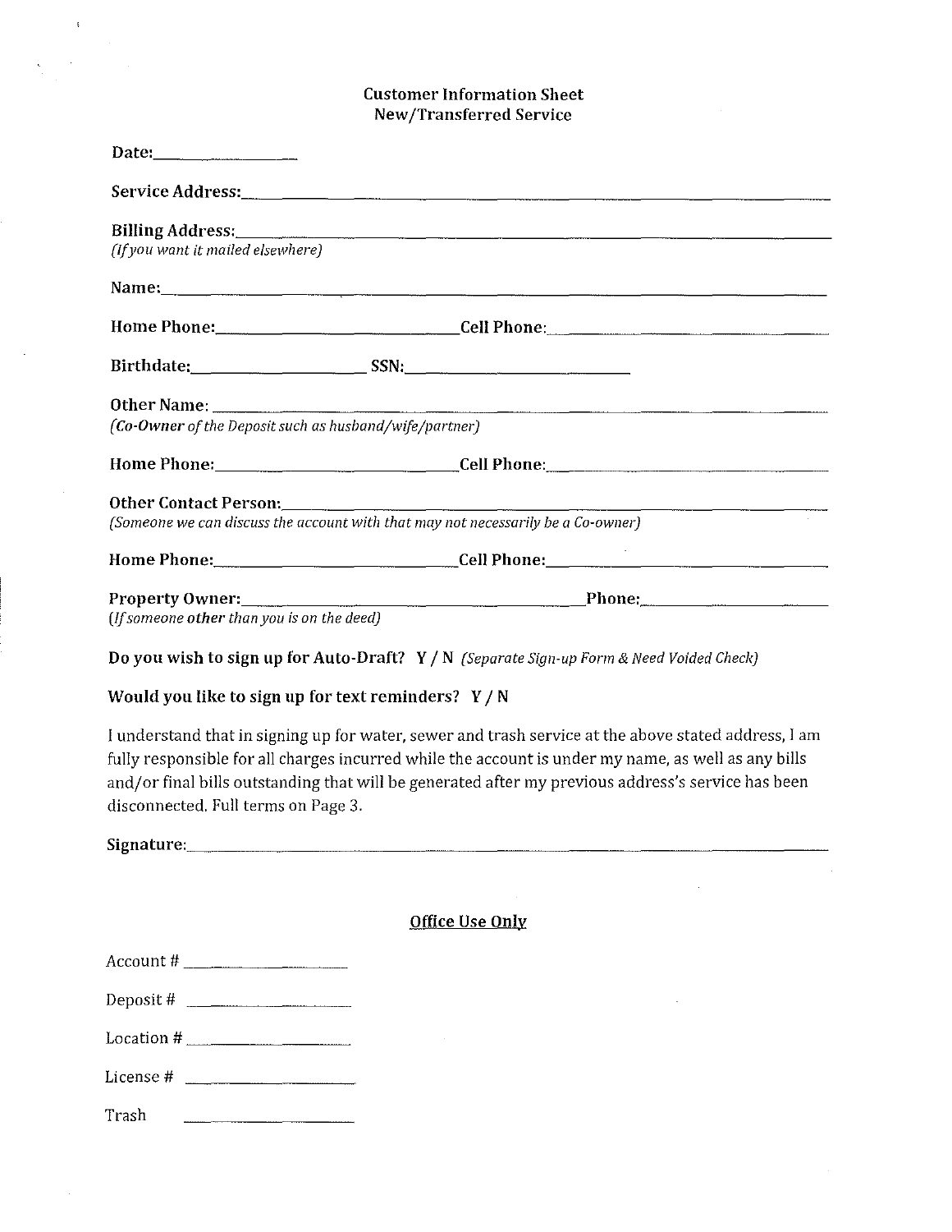# Customer Information Sheet
## New/Transferred Service

**Date:**\_\_\_\_\_\_\_\_\_\_\_\_\_\_\_\_

**Service Address:**\_\_\_\_\_\_\_\_\_\_\_\_\_\_\_\_\_\_\_\_\_\_\_\_\_\_\_\_\_\_\_\_\_\_\_\_\_\_\_\_\_\_\_\_\_\_\_\_\_\_\_\_\_\_

**Billing Address:**\_\_\_\_\_\_\_\_\_\_\_\_\_\_\_\_\_\_\_\_\_\_\_\_\_\_\_\_\_\_\_\_\_\_\_\_\_\_\_\_\_\_\_\_\_\_\_\_\_\_\_\_\_\_
*(If you want it mailed elsewhere)*

**Name:**\_\_\_\_\_\_\_\_\_\_\_\_\_\_\_\_\_\_\_\_\_\_\_\_\_\_\_\_\_\_\_\_\_\_\_\_\_\_\_\_\_\_\_\_\_\_\_\_\_\_\_\_\_\_\_\_\_\_\_\_

**Home Phone:**\_\_\_\_\_\_\_\_\_\_\_\_\_\_\_\_\_\_\_\_\_\_\_\_ **Cell Phone:**\_\_\_\_\_\_\_\_\_\_\_\_\_\_\_\_\_\_\_\_\_\_\_\_\_\_

**Birthdate:**\_\_\_\_\_\_\_\_\_\_\_\_\_\_\_\_ **SSN:**\_\_\_\_\_\_\_\_\_\_\_\_\_\_\_\_\_\_\_\_\_\_

**Other Name:** \_\_\_\_\_\_\_\_\_\_\_\_\_\_\_\_\_\_\_\_\_\_\_\_\_\_\_\_\_\_\_\_\_\_\_\_\_\_\_\_\_\_\_\_\_\_\_\_\_\_\_\_\_\_\_\_\_\_
*(**Co-Owner** of the Deposit such as husband/wife/partner)*

**Home Phone:**\_\_\_\_\_\_\_\_\_\_\_\_\_\_\_\_\_\_\_\_\_\_\_\_ **Cell Phone:**\_\_\_\_\_\_\_\_\_\_\_\_\_\_\_\_\_\_\_\_\_\_\_\_\_\_

**Other Contact Person:**\_\_\_\_\_\_\_\_\_\_\_\_\_\_\_\_\_\_\_\_\_\_\_\_\_\_\_\_\_\_\_\_\_\_\_\_\_\_\_\_\_\_\_\_\_\_\_\_\_\_
*(Someone we can discuss the account with that may not necessarily be a Co-owner)*

**Home Phone:**\_\_\_\_\_\_\_\_\_\_\_\_\_\_\_\_\_\_\_\_\_\_\_\_ **Cell Phone:**\_\_\_\_\_\_\_\_\_\_\_\_\_\_\_\_\_\_\_\_\_\_\_\_\_\_

**Property Owner:**\_\_\_\_\_\_\_\_\_\_\_\_\_\_\_\_\_\_\_\_\_\_\_\_\_\_\_\_\_\_\_\_\_\_ **Phone:**\_\_\_\_\_\_\_\_\_\_\_\_\_\_\_\_\_\_
*(If someone **other** than you is on the deed)*

**Do you wish to sign up for Auto-Draft? Y / N** *(Separate Sign-up Form & Need Voided Check)*

**Would you like to sign up for text reminders? Y / N**

I understand that in signing up for water, sewer and trash service at the above stated address, I am fully responsible for all charges incurred while the account is under my name, as well as any bills and/or final bills outstanding that will be generated after my previous address's service has been disconnected. Full terms on Page 3.

**Signature:**\_\_\_\_\_\_\_\_\_\_\_\_\_\_\_\_\_\_\_\_\_\_\_\_\_\_\_\_\_\_\_\_\_\_\_\_\_\_\_\_\_\_\_\_\_\_\_\_\_\_\_\_\_\_\_\_\_\_\_\_

**<u>Office Use Only</u>**

Account # \_\_\_\_\_\_\_\_\_\_\_\_\_\_\_\_

Deposit # \_\_\_\_\_\_\_\_\_\_\_\_\_\_\_\_

Location # \_\_\_\_\_\_\_\_\_\_\_\_\_\_\_\_

License # \_\_\_\_\_\_\_\_\_\_\_\_\_\_\_\_

Trash \_\_\_\_\_\_\_\_\_\_\_\_\_\_\_\_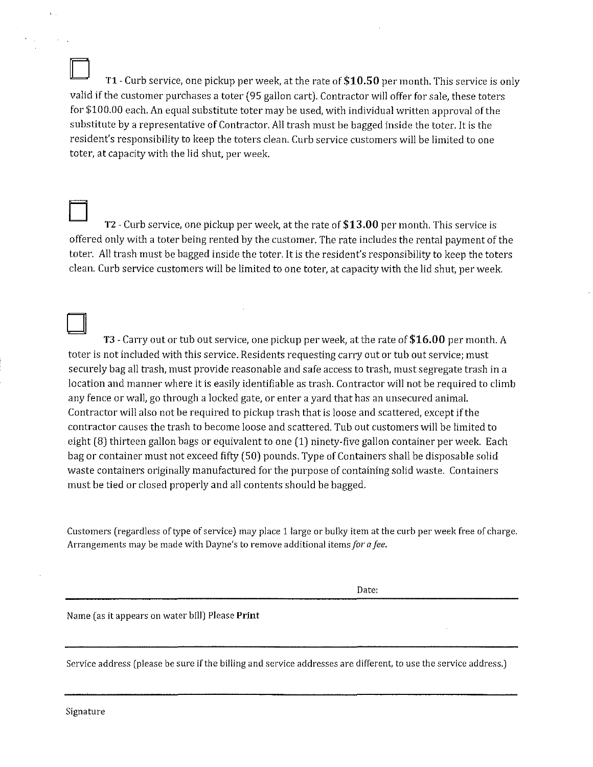☐ **T1** - Curb service, one pickup per week, at the rate of **$10.50** per month. This service is only valid if the customer purchases a toter (95 gallon cart). Contractor will offer for sale, these toters for $100.00 each. An equal substitute toter may be used, with individual written approval of the substitute by a representative of Contractor. All trash must be bagged inside the toter. It is the resident's responsibility to keep the toters clean. Curb service customers will be limited to one toter, at capacity with the lid shut, per week.

☐ **T2** - Curb service, one pickup per week, at the rate of **$13.00** per month. This service is offered only with a toter being rented by the customer. The rate includes the rental payment of the toter. All trash must be bagged inside the toter. It is the resident's responsibility to keep the toters clean. Curb service customers will be limited to one toter, at capacity with the lid shut, per week.

☐ **T3** - Carry out or tub out service, one pickup per week, at the rate of **$16.00** per month. A toter is not included with this service. Residents requesting carry out or tub out service; must securely bag all trash, must provide reasonable and safe access to trash, must segregate trash in a location and manner where it is easily identifiable as trash. Contractor will not be required to climb any fence or wall, go through a locked gate, or enter a yard that has an unsecured animal. Contractor will also not be required to pickup trash that is loose and scattered, except if the contractor causes the trash to become loose and scattered. Tub out customers will be limited to eight (8) thirteen gallon bags or equivalent to one (1) ninety-five gallon container per week. Each bag or container must not exceed fifty (50) pounds. Type of Containers shall be disposable solid waste containers originally manufactured for the purpose of containing solid waste. Containers must be tied or closed properly and all contents should be bagged.

Customers (regardless of type of service) may place 1 large or bulky item at the curb per week free of charge. Arrangements may be made with Dayne's to remove additional items *for a fee*.

Date:

---

Name (as it appears on water bill) Please **Print**

---

Service address (please be sure if the billing and service addresses are different, to use the service address.)

---

Signature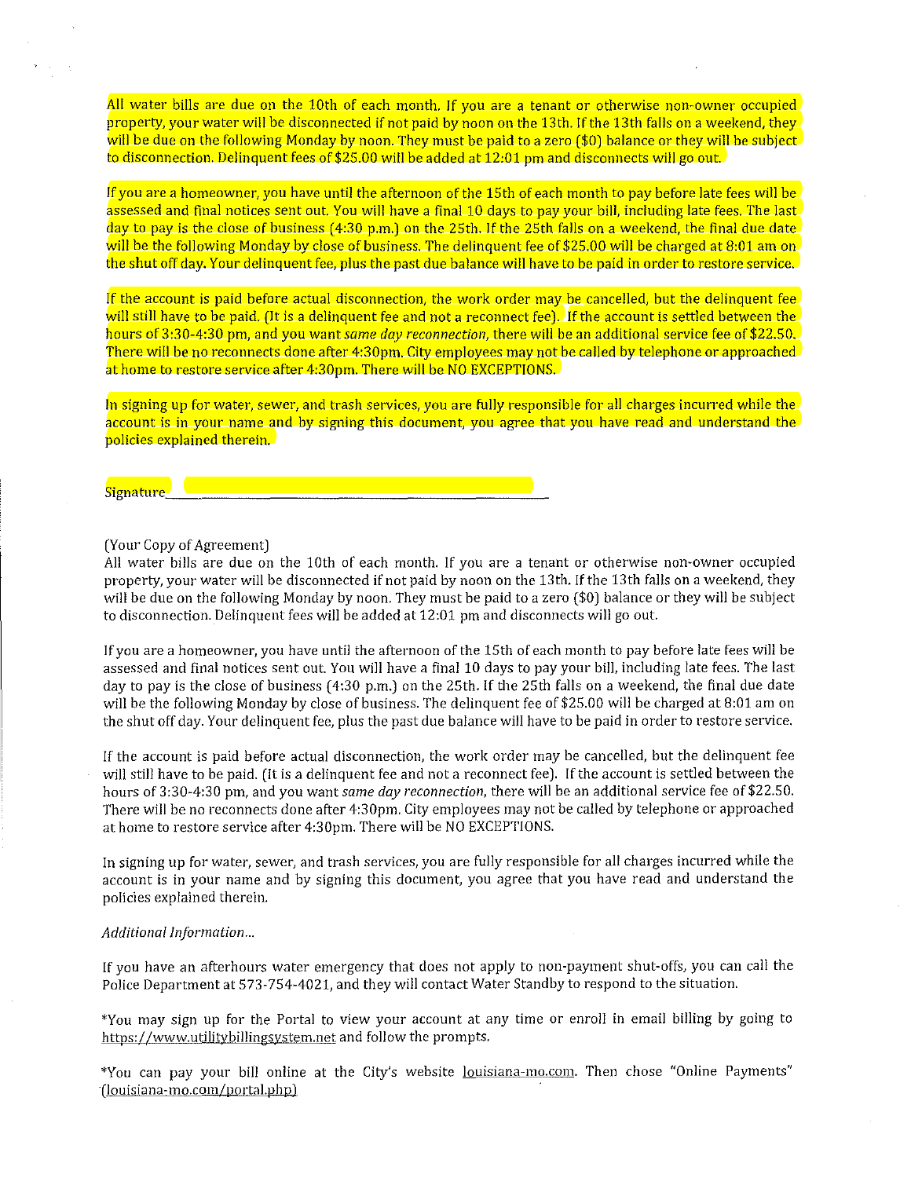All water bills are due on the 10th of each month. If you are a tenant or otherwise non-owner occupied property, your water will be disconnected if not paid by noon on the 13th. If the 13th falls on a weekend, they will be due on the following Monday by noon. They must be paid to a zero ($0) balance or they will be subject to disconnection. Delinquent fees of $25.00 will be added at 12:01 pm and disconnects will go out.

If you are a homeowner, you have until the afternoon of the 15th of each month to pay before late fees will be assessed and final notices sent out. You will have a final 10 days to pay your bill, including late fees. The last day to pay is the close of business (4:30 p.m.) on the 25th. If the 25th falls on a weekend, the final due date will be the following Monday by close of business. The delinquent fee of $25.00 will be charged at 8:01 am on the shut off day. Your delinquent fee, plus the past due balance will have to be paid in order to restore service.

If the account is paid before actual disconnection, the work order may be cancelled, but the delinquent fee will still have to be paid. (It is a delinquent fee and not a reconnect fee). If the account is settled between the hours of 3:30-4:30 pm, and you want *same day reconnection*, there will be an additional service fee of $22.50. There will be no reconnects done after 4:30pm. City employees may not be called by telephone or approached at home to restore service after 4:30pm. There will be NO EXCEPTIONS.

In signing up for water, sewer, and trash services, you are fully responsible for all charges incurred while the account is in your name and by signing this document, you agree that you have read and understand the policies explained therein.

Signature_______________________________________________

(Your Copy of Agreement)

All water bills are due on the 10th of each month. If you are a tenant or otherwise non-owner occupied property, your water will be disconnected if not paid by noon on the 13th. If the 13th falls on a weekend, they will be due on the following Monday by noon. They must be paid to a zero ($0) balance or they will be subject to disconnection. Delinquent fees will be added at 12:01 pm and disconnects will go out.

If you are a homeowner, you have until the afternoon of the 15th of each month to pay before late fees will be assessed and final notices sent out. You will have a final 10 days to pay your bill, including late fees. The last day to pay is the close of business (4:30 p.m.) on the 25th. If the 25th falls on a weekend, the final due date will be the following Monday by close of business. The delinquent fee of $25.00 will be charged at 8:01 am on the shut off day. Your delinquent fee, plus the past due balance will have to be paid in order to restore service.

If the account is paid before actual disconnection, the work order may be cancelled, but the delinquent fee will still have to be paid. (It is a delinquent fee and not a reconnect fee). If the account is settled between the hours of 3:30-4:30 pm, and you want *same day reconnection*, there will be an additional service fee of $22.50. There will be no reconnects done after 4:30pm. City employees may not be called by telephone or approached at home to restore service after 4:30pm. There will be NO EXCEPTIONS.

In signing up for water, sewer, and trash services, you are fully responsible for all charges incurred while the account is in your name and by signing this document, you agree that you have read and understand the policies explained therein.

*Additional Information...*

If you have an afterhours water emergency that does not apply to non-payment shut-offs, you can call the Police Department at 573-754-4021, and they will contact Water Standby to respond to the situation.

*You may sign up for the Portal to view your account at any time or enroll in email billing by going to https://www.utilitybillingsystem.net and follow the prompts.

*You can pay your bill online at the City's website louisiana-mo.com. Then chose "Online Payments" (louisiana-mo.com/portal.php)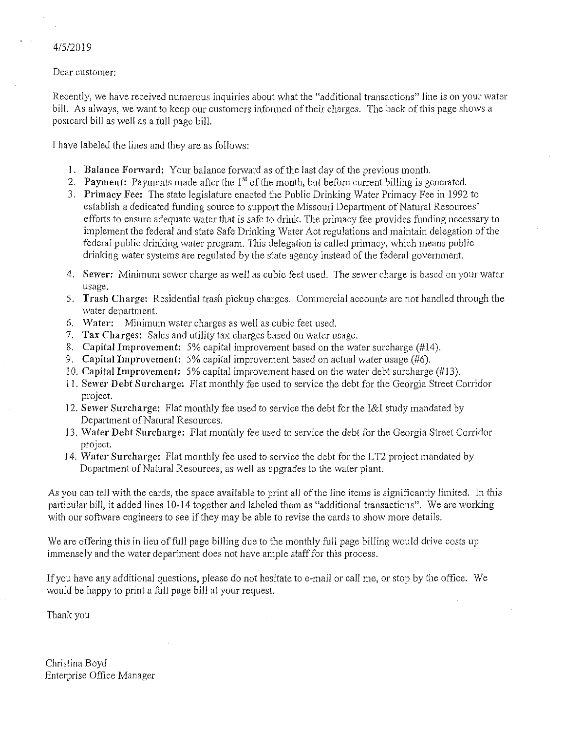4/5/2019

Dear customer:

Recently, we have received numerous inquiries about what the "additional transactions" line is on your water bill. As always, we want to keep our customers informed of their charges. The back of this page shows a postcard bill as well as a full page bill.

I have labeled the lines and they are as follows:

1. **Balance Forward:** Your balance forward as of the last day of the previous month.
2. **Payment:** Payments made after the 1st of the month, but before current billing is generated.
3. **Primacy Fee:** The state legislature enacted the Public Drinking Water Primacy Fee in 1992 to establish a dedicated funding source to support the Missouri Department of Natural Resources' efforts to ensure adequate water that is safe to drink. The primacy fee provides funding necessary to implement the federal and state Safe Drinking Water Act regulations and maintain delegation of the federal public drinking water program. This delegation is called primacy, which means public drinking water systems are regulated by the state agency instead of the federal government.
4. **Sewer:** Minimum sewer charge as well as cubic feet used. The sewer charge is based on your water usage.
5. **Trash Charge:** Residential trash pickup charges. Commercial accounts are not handled through the water department.
6. **Water:** Minimum water charges as well as cubic feet used.
7. **Tax Charges:** Sales and utility tax charges based on water usage.
8. **Capital Improvement:** 5% capital improvement based on the water surcharge (#14).
9. **Capital Improvement:** 5% capital improvement based on actual water usage (#6).
10. **Capital Improvement:** 5% capital improvement based on the water debt surcharge (#13).
11. **Sewer Debt Surcharge:** Flat monthly fee used to service the debt for the Georgia Street Corridor project.
12. **Sewer Surcharge:** Flat monthly fee used to service the debt for the I&I study mandated by Department of Natural Resources.
13. **Water Debt Surcharge:** Flat monthly fee used to service the debt for the Georgia Street Corridor project.
14. **Water Surcharge:** Flat monthly fee used to service the debt for the LT2 project mandated by Department of Natural Resources, as well as upgrades to the water plant.

As you can tell with the cards, the space available to print all of the line items is significantly limited. In this particular bill, it added lines 10-14 together and labeled them as "additional transactions". We are working with our software engineers to see if they may be able to revise the cards to show more details.

We are offering this in lieu of full page billing due to the monthly full page billing would drive costs up immensely and the water department does not have ample staff for this process.

If you have any additional questions, please do not hesitate to e-mail or call me, or stop by the office. We would be happy to print a full page bill at your request.

Thank you

Christina Boyd
Enterprise Office Manager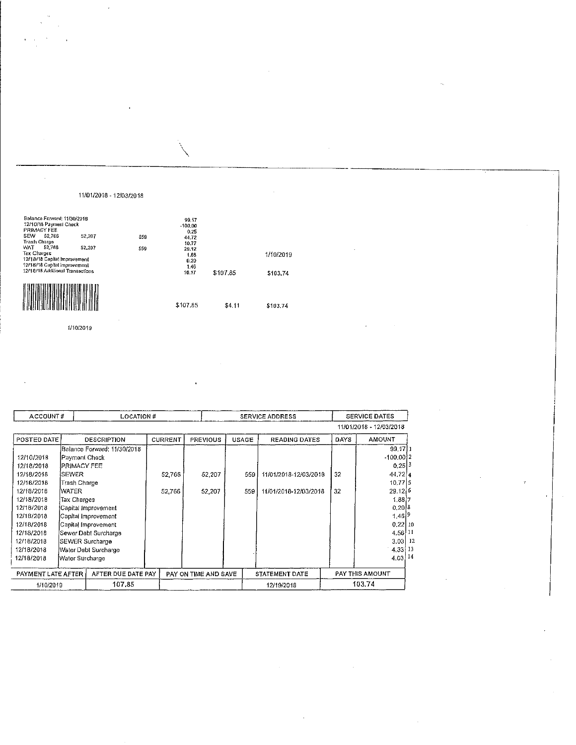11/01/2018 - 12/03/2018

| | | | | | |
|---|---|---|---|---|---|
| Balance Forward; 11/30/2018 | | | 99.17 | | |
| 12/10/18 Payment Check | | | -100.00 | | |
| PRIMACY FEE | | | 0.25 | | |
| SEW 52,766 | 52,207 | 559 | 44.72 | | |
| Trash Charge | | | 10.77 | | |
| WAT 52,766 | 52,207 | 559 | 29.12 | | |
| Tax Charges | | | 1.88 | | 1/10/2019 |
| 12/18/18 Capital Improvement | | | 0.20 | | |
| 12/18/18 Capital Improvement | | | 1.46 | | |
| 12/18/18 Additional Transactions | | | 16.17 | $107.85 | $103.74 |

| | | |
|---|---|---|
| $107.85 | $4.11 | $103.74 |

1/10/2019

| ACCOUNT # | LOCATION # | SERVICE ADDRESS | SERVICE DATES |
|---|---|---|---|
| | | | 11/01/2018 - 12/03/2018 |

| POSTED DATE | DESCRIPTION | CURRENT | PREVIOUS | USAGE | READING DATES | DAYS | AMOUNT | |
|---|---|---|---|---|---|---|---|---|
| | Balance Forward; 11/30/2018 | | | | | | 99.17 | 1 |
| 12/10/2018 | Payment Check | | | | | | -100.00 | 2 |
| 12/18/2018 | PRIMACY FEE | | | | | | 0.25 | 3 |
| 12/18/2018 | SEWER | 52,766 | 52,207 | 559 | 11/01/2018-12/03/2018 | 32 | 44.72 | 4 |
| 12/18/2018 | Trash Charge | | | | | | 10.77 | 5 |
| 12/18/2018 | WATER | 52,766 | 52,207 | 559 | 11/01/2018-12/03/2018 | 32 | 29.12 | 6 |
| 12/18/2018 | Tax Charges | | | | | | 1.88 | 7 |
| 12/18/2018 | Capital Improvement | | | | | | 0.20 | 8 |
| 12/18/2018 | Capital Improvement | | | | | | 1.46 | 9 |
| 12/18/2018 | Capital Improvement | | | | | | 0.22 | 10 |
| 12/18/2018 | Sewer Debt Surcharge | | | | | | 4.56 | 11 |
| 12/18/2018 | SEWER Surcharge | | | | | | 3.03 | 12 |
| 12/18/2018 | Water Debt Surcharge | | | | | | 4.33 | 13 |
| 12/18/2018 | Water Surcharge | | | | | | 4.03 | 14 |

| PAYMENT LATE AFTER | AFTER DUE DATE PAY | PAY ON TIME AND SAVE | STATEMENT DATE | PAY THIS AMOUNT |
|---|---|---|---|---|
| 1/10/2019 | 107.85 | | 12/19/2018 | 103.74 |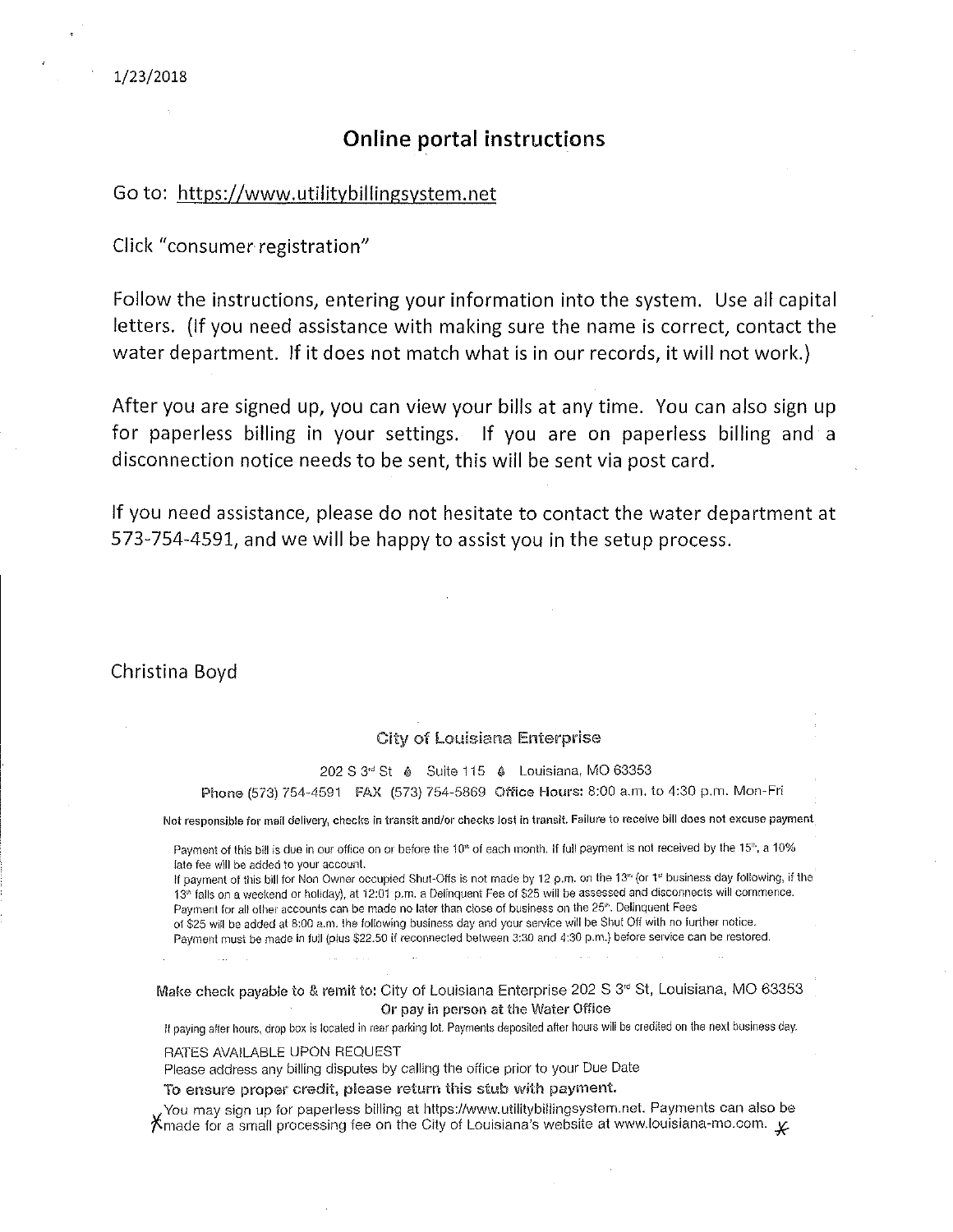1/23/2018

## Online portal instructions

Go to: https://www.utilitybillingsystem.net

Click "consumer registration"

Follow the instructions, entering your information into the system. Use all capital letters. (If you need assistance with making sure the name is correct, contact the water department. If it does not match what is in our records, it will not work.)

After you are signed up, you can view your bills at any time. You can also sign up for paperless billing in your settings. If you are on paperless billing and a disconnection notice needs to be sent, this will be sent via post card.

If you need assistance, please do not hesitate to contact the water department at 573-754-4591, and we will be happy to assist you in the setup process.

Christina Boyd

### City of Louisiana Enterprise

202 S 3rd St ♦ Suite 115 ♦ Louisiana, MO 63353

Phone (573) 754-4591 FAX (573) 754-5869 Office Hours: 8:00 a.m. to 4:30 p.m. Mon-Fri

**Not responsible for mail delivery, checks in transit and/or checks lost in transit. Failure to receive bill does not excuse payment**

Payment of this bill is due in our office on or before the 10th of each month. If full payment is not received by the 15th, a 10% late fee will be added to your account.
If payment of this bill for Non Owner occupied Shut-Offs is not made by 12 p.m. on the 13th (or 1st business day following, if the 13th falls on a weekend or holiday), at 12:01 p.m. a Delinquent Fee of $25 will be assessed and disconnects will commence.
Payment for all other accounts can be made no later than close of business on the 25th. Delinquent Fees of $25 will be added at 8:00 a.m. the following business day and your service will be Shut Off with no further notice.
Payment must be made in full (plus $22.50 if reconnected between 3:30 and 4:30 p.m.) before service can be restored.

Make check payable to & remit to: City of Louisiana Enterprise 202 S 3rd St, Louisiana, MO 63353
Or pay in person at the Water Office

If paying after hours, drop box is located in rear parking lot. Payments deposited after hours will be credited on the next business day.

RATES AVAILABLE UPON REQUEST

Please address any billing disputes by calling the office prior to your Due Date

**To ensure proper credit, please return this stub with payment.**

*You may sign up for paperless billing at https://www.utilitybillingsystem.net. Payments can also be made for a small processing fee on the City of Louisiana's website at www.louisiana-mo.com. *